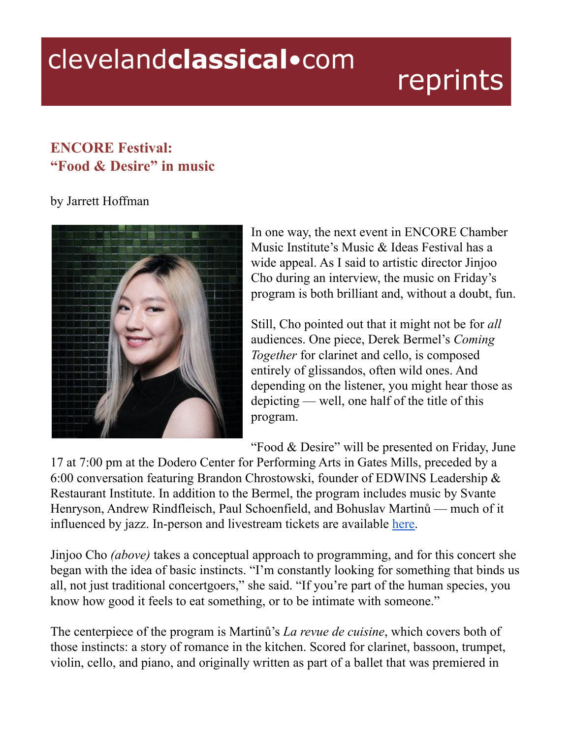clevelandclassical•com reprints

# ENCORE Festival: "Food & Desire" in music

by Jarrett Hoffman

In one way, the next event in ENCORE Chamber Music Institute's Music & Ideas Festival has a wide appeal. As I said to artistic director Jinjoo Cho during an interview, the music on Friday's program is both brilliant and, without a doubt, fun.

Still, Cho pointed out that it might not be for *all* audiences. One piece, Derek Bermel's *Coming Together* for clarinet and cello, is composed entirely of glissandos, often wild ones. And depending on the listener, you might hear those as depicting — well, one half of the title of this program.

"Food & Desire" will be presented on Friday, June 17 at 7:00 pm at the Dodero Center for Performing Arts in Gates Mills, preceded by a 6:00 conversation featuring Brandon Chrostowski, founder of EDWINS Leadership & Restaurant Institute. In addition to the Bermel, the program includes music by Svante Henryson, Andrew Rindfleisch, Paul Schoenfield, and Bohuslav Martinů — much of it influenced by jazz. In-person and livestream tickets are available here.

Jinjoo Cho *(above)* takes a conceptual approach to programming, and for this concert she began with the idea of basic instincts. "I'm constantly looking for something that binds us all, not just traditional concertgoers," she said. "If you're part of the human species, you know how good it feels to eat something, or to be intimate with someone."

The centerpiece of the program is Martinů's *La revue de cuisine*, which covers both of those instincts: a story of romance in the kitchen. Scored for clarinet, bassoon, trumpet, violin, cello, and piano, and originally written as part of a ballet that was premiered in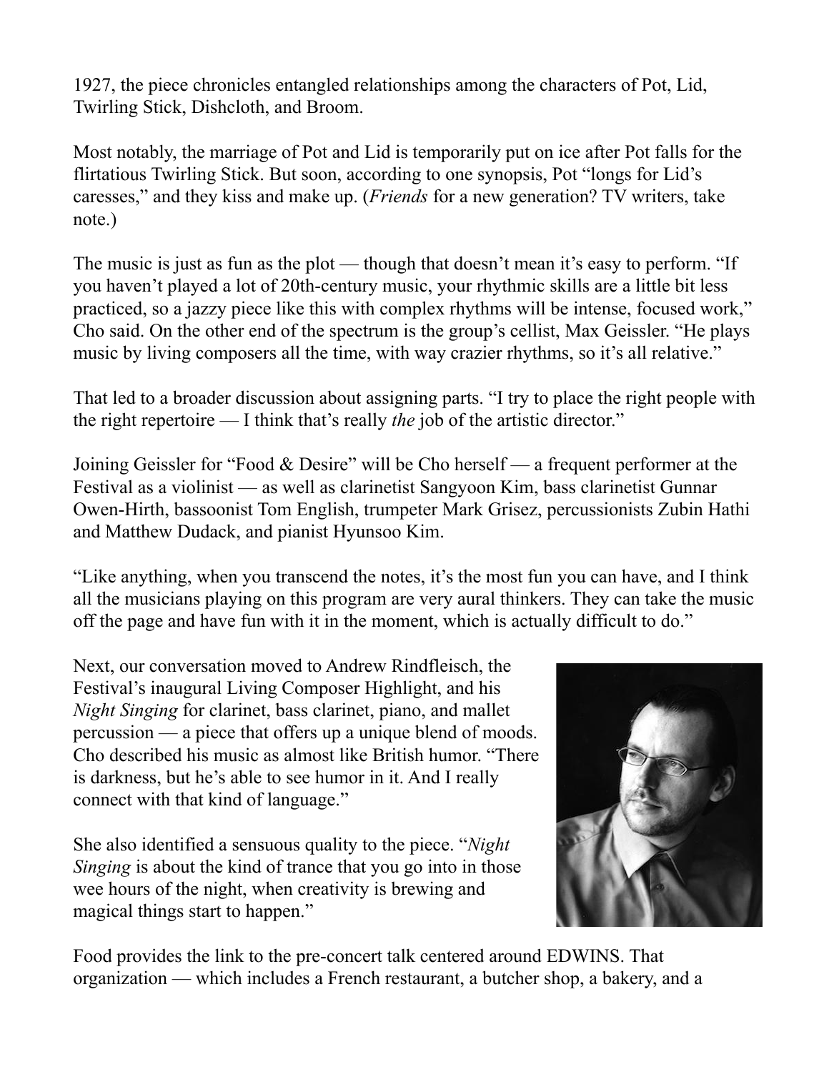1927, the piece chronicles entangled relationships among the characters of Pot, Lid, Twirling Stick, Dishcloth, and Broom.

Most notably, the marriage of Pot and Lid is temporarily put on ice after Pot falls for the flirtatious Twirling Stick. But soon, according to one synopsis, Pot "longs for Lid's caresses," and they kiss and make up. (*Friends* for a new generation? TV writers, take note.)

The music is just as fun as the plot — though that doesn't mean it's easy to perform. "If you haven't played a lot of 20th-century music, your rhythmic skills are a little bit less practiced, so a jazzy piece like this with complex rhythms will be intense, focused work," Cho said. On the other end of the spectrum is the group's cellist, Max Geissler. "He plays music by living composers all the time, with way crazier rhythms, so it's all relative."

That led to a broader discussion about assigning parts. "I try to place the right people with the right repertoire — I think that's really *the* job of the artistic director."

Joining Geissler for "Food & Desire" will be Cho herself — a frequent performer at the Festival as a violinist — as well as clarinetist Sangyoon Kim, bass clarinetist Gunnar Owen-Hirth, bassoonist Tom English, trumpeter Mark Grisez, percussionists Zubin Hathi and Matthew Dudack, and pianist Hyunsoo Kim.

"Like anything, when you transcend the notes, it's the most fun you can have, and I think all the musicians playing on this program are very aural thinkers. They can take the music off the page and have fun with it in the moment, which is actually difficult to do."

Next, our conversation moved to Andrew Rindfleisch, the Festival's inaugural Living Composer Highlight, and his *Night Singing* for clarinet, bass clarinet, piano, and mallet percussion — a piece that offers up a unique blend of moods. Cho described his music as almost like British humor. "There is darkness, but he's able to see humor in it. And I really connect with that kind of language."

She also identified a sensuous quality to the piece. "*Night Singing* is about the kind of trance that you go into in those wee hours of the night, when creativity is brewing and magical things start to happen."

Food provides the link to the pre-concert talk centered around EDWINS. That organization — which includes a French restaurant, a butcher shop, a bakery, and a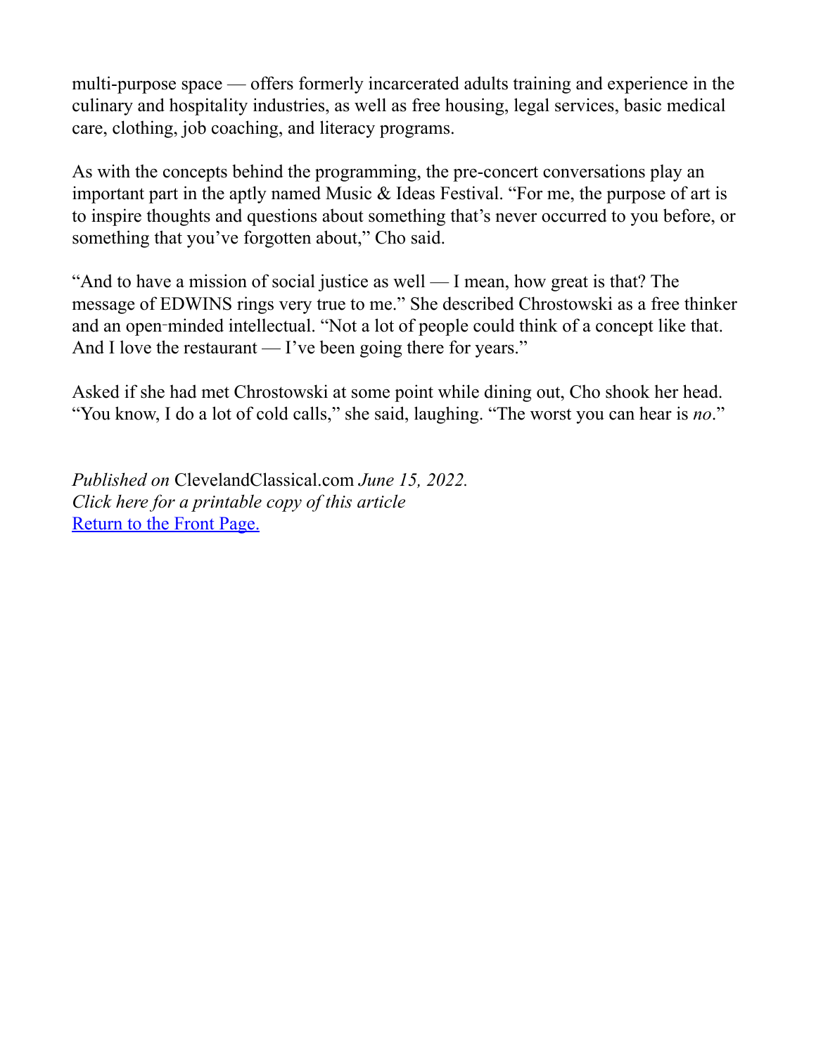multi-purpose space — offers formerly incarcerated adults training and experience in the culinary and hospitality industries, as well as free housing, legal services, basic medical care, clothing, job coaching, and literacy programs.

As with the concepts behind the programming, the pre-concert conversations play an important part in the aptly named Music & Ideas Festival. "For me, the purpose of art is to inspire thoughts and questions about something that's never occurred to you before, or something that you've forgotten about," Cho said.

"And to have a mission of social justice as well — I mean, how great is that? The message of EDWINS rings very true to me." She described Chrostowski as a free thinker and an open-minded intellectual. "Not a lot of people could think of a concept like that. And I love the restaurant — I've been going there for years."

Asked if she had met Chrostowski at some point while dining out, Cho shook her head. "You know, I do a lot of cold calls," she said, laughing. "The worst you can hear is *no*."

*Published on* ClevelandClassical.com *June 15, 2022.*
*Click here for a printable copy of this article*
Return to the Front Page.